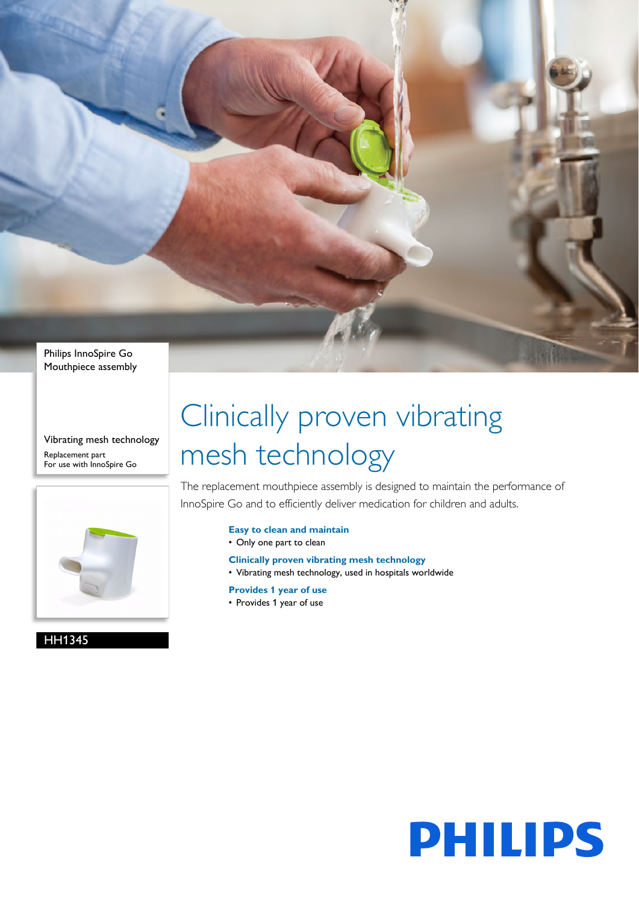Philips InnoSpire Go
Mouthpiece assembly

Vibrating mesh technology

Replacement part
For use with InnoSpire Go

HH1345

# Clinically proven vibrating mesh technology

The replacement mouthpiece assembly is designed to maintain the performance of InnoSpire Go and to efficiently deliver medication for children and adults.

**Easy to clean and maintain**

- Only one part to clean

**Clinically proven vibrating mesh technology**

- Vibrating mesh technology, used in hospitals worldwide

**Provides 1 year of use**

- Provides 1 year of use

PHILIPS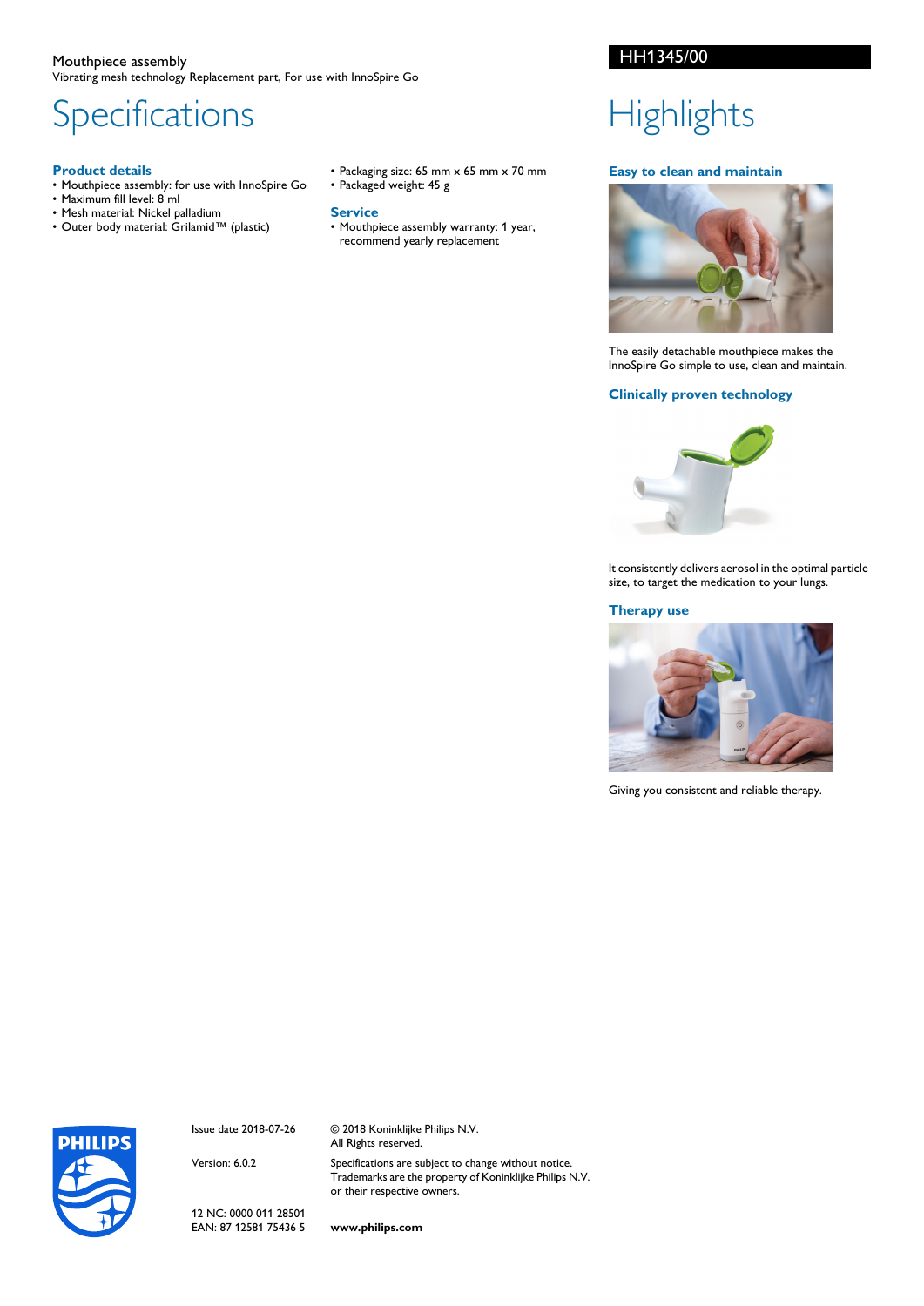Mouthpiece assembly
Vibrating mesh technology Replacement part, For use with InnoSpire Go

HH1345/00

# Specifications

### Product details

- Mouthpiece assembly: for use with InnoSpire Go
- Maximum fill level: 8 ml
- Mesh material: Nickel palladium
- Outer body material: Grilamid™ (plastic)
- Packaging size: 65 mm x 65 mm x 70 mm
- Packaged weight: 45 g

### Service

- Mouthpiece assembly warranty: 1 year, recommend yearly replacement

# Highlights

### Easy to clean and maintain

The easily detachable mouthpiece makes the InnoSpire Go simple to use, clean and maintain.

### Clinically proven technology

It consistently delivers aerosol in the optimal particle size, to target the medication to your lungs.

### Therapy use

Giving you consistent and reliable therapy.

Issue date 2018-07-26

Version: 6.0.2

12 NC: 0000 011 28501
EAN: 87 12581 75436 5

© 2018 Koninklijke Philips N.V.
All Rights reserved.

Specifications are subject to change without notice. Trademarks are the property of Koninklijke Philips N.V. or their respective owners.

**www.philips.com**